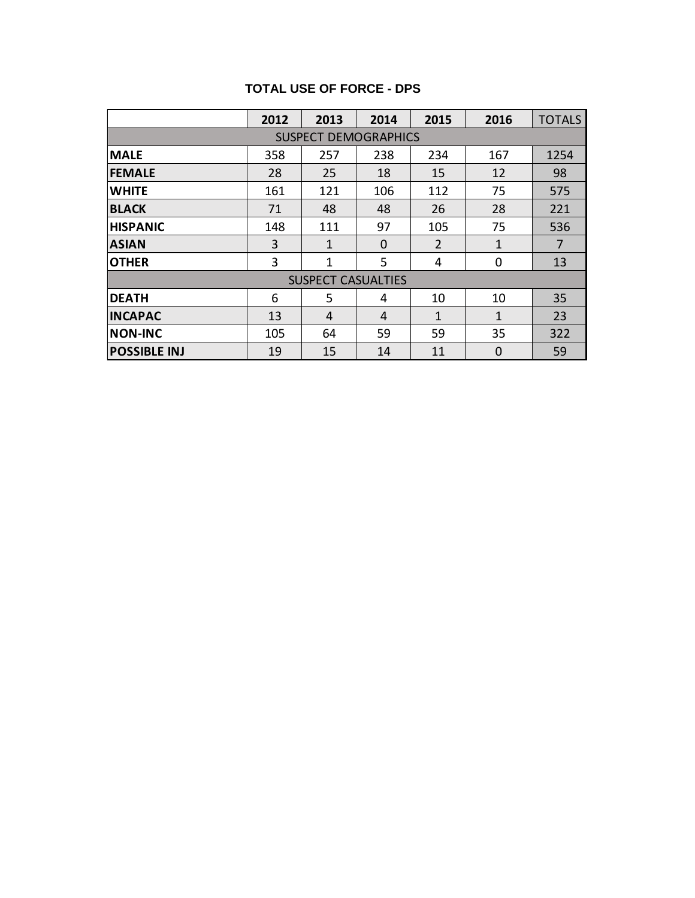## TOTAL USE OF FORCE - DPS

| | 2012 | 2013 | 2014 | 2015 | 2016 | TOTALS |
|---|---|---|---|---|---|---|
| SUSPECT DEMOGRAPHICS | | | | | | |
| **MALE** | 358 | 257 | 238 | 234 | 167 | 1254 |
| **FEMALE** | 28 | 25 | 18 | 15 | 12 | 98 |
| **WHITE** | 161 | 121 | 106 | 112 | 75 | 575 |
| **BLACK** | 71 | 48 | 48 | 26 | 28 | 221 |
| **HISPANIC** | 148 | 111 | 97 | 105 | 75 | 536 |
| **ASIAN** | 3 | 1 | 0 | 2 | 1 | 7 |
| **OTHER** | 3 | 1 | 5 | 4 | 0 | 13 |
| SUSPECT CASUALTIES | | | | | | |
| **DEATH** | 6 | 5 | 4 | 10 | 10 | 35 |
| **INCAPAC** | 13 | 4 | 4 | 1 | 1 | 23 |
| **NON-INC** | 105 | 64 | 59 | 59 | 35 | 322 |
| **POSSIBLE INJ** | 19 | 15 | 14 | 11 | 0 | 59 |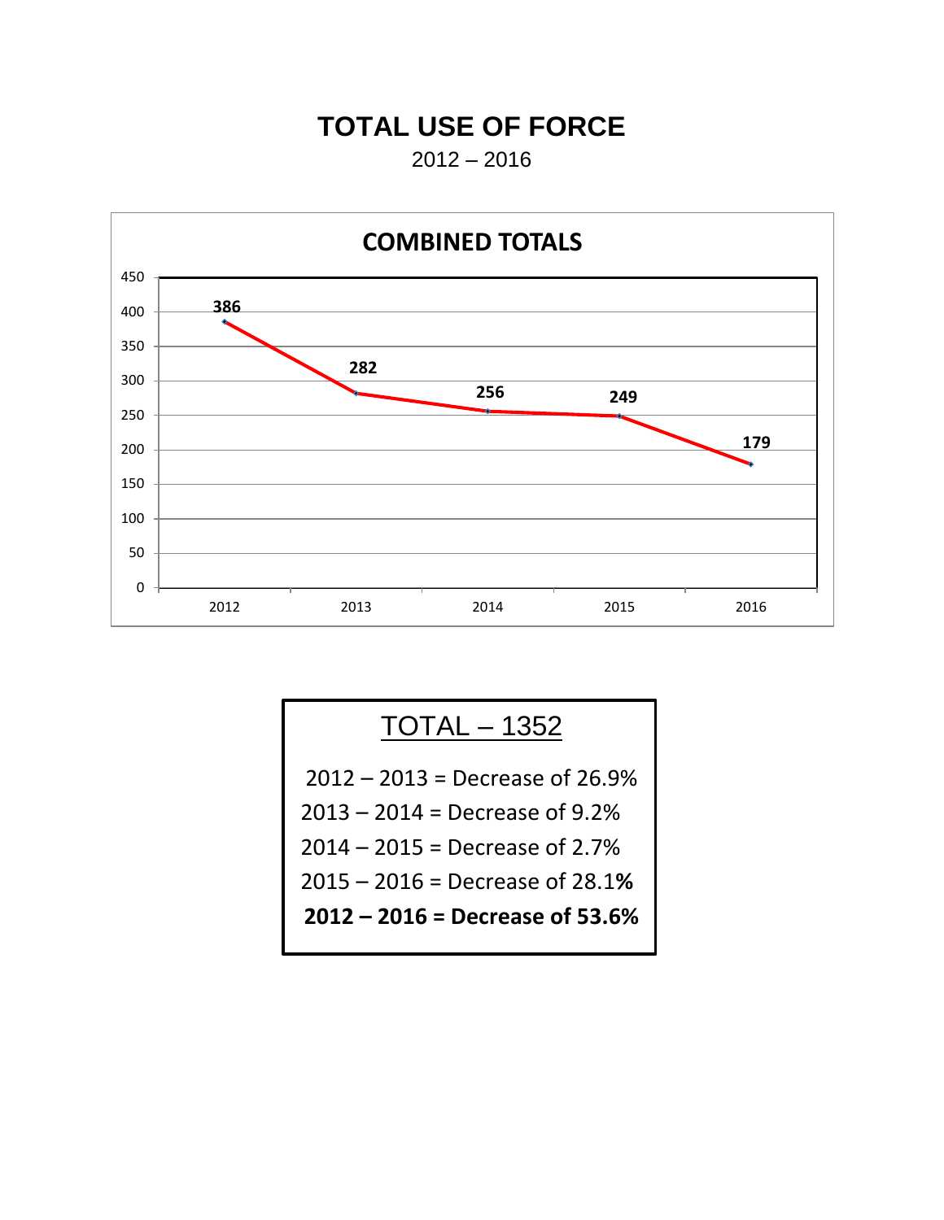# TOTAL USE OF FORCE

2012 – 2016

**COMBINED TOTALS**

| Year | Total |
|---|---|
| 2012 | 386 |
| 2013 | 282 |
| 2014 | 256 |
| 2015 | 249 |
| 2016 | 179 |

TOTAL – 1352

2012 – 2013 = Decrease of 26.9%

2013 – 2014 = Decrease of 9.2%

2014 – 2015 = Decrease of 2.7%

2015 – 2016 = Decrease of 28.1%

**2012 – 2016 = Decrease of 53.6%**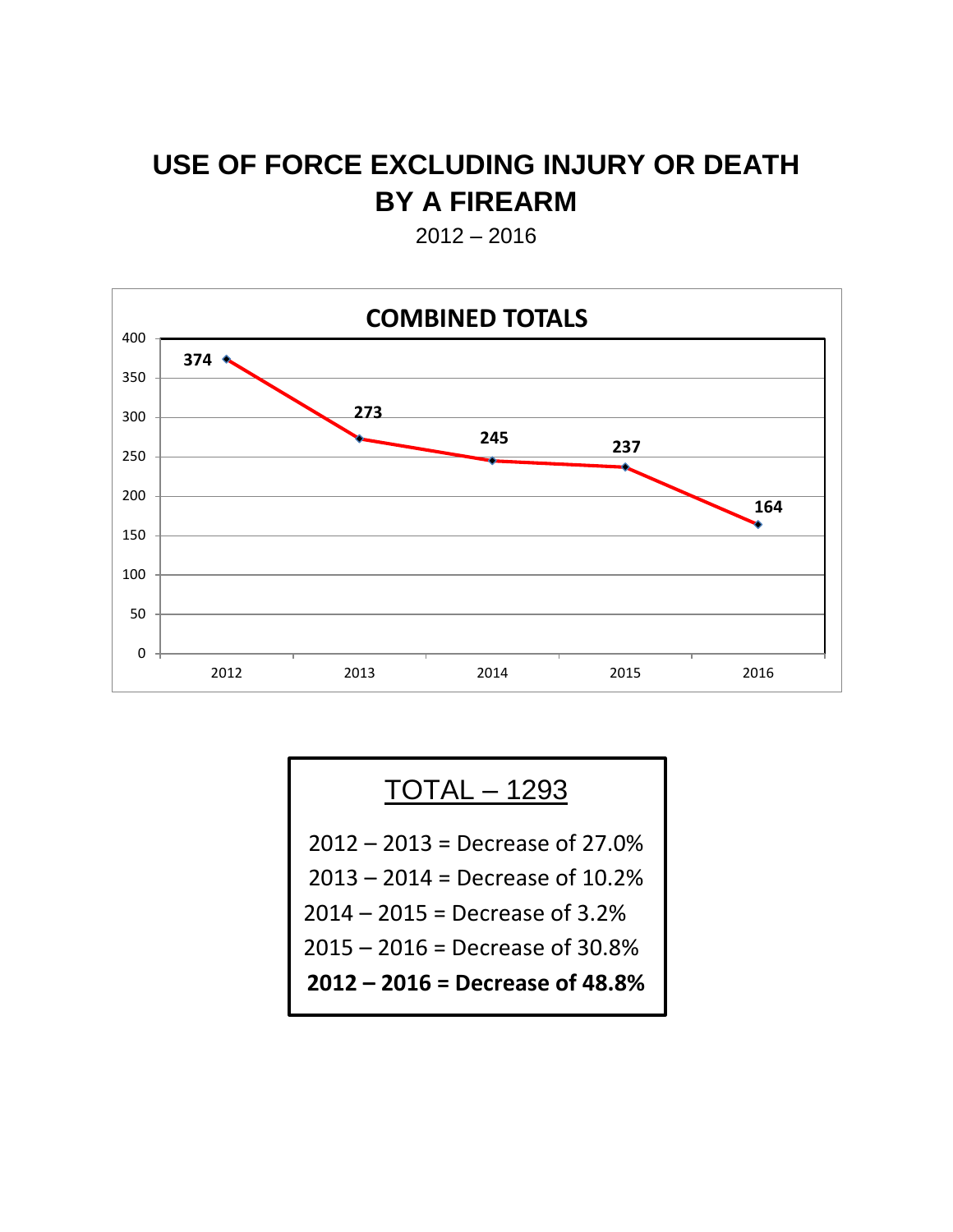# USE OF FORCE EXCLUDING INJURY OR DEATH BY A FIREARM

2012 – 2016

**COMBINED TOTALS**

| Year | Total |
|---|---|
| 2012 | 374 |
| 2013 | 273 |
| 2014 | 245 |
| 2015 | 237 |
| 2016 | 164 |

TOTAL – 1293

2012 – 2013 = Decrease of 27.0%

2013 – 2014 = Decrease of 10.2%

2014 – 2015 = Decrease of 3.2%

2015 – 2016 = Decrease of 30.8%

**2012 – 2016 = Decrease of 48.8%**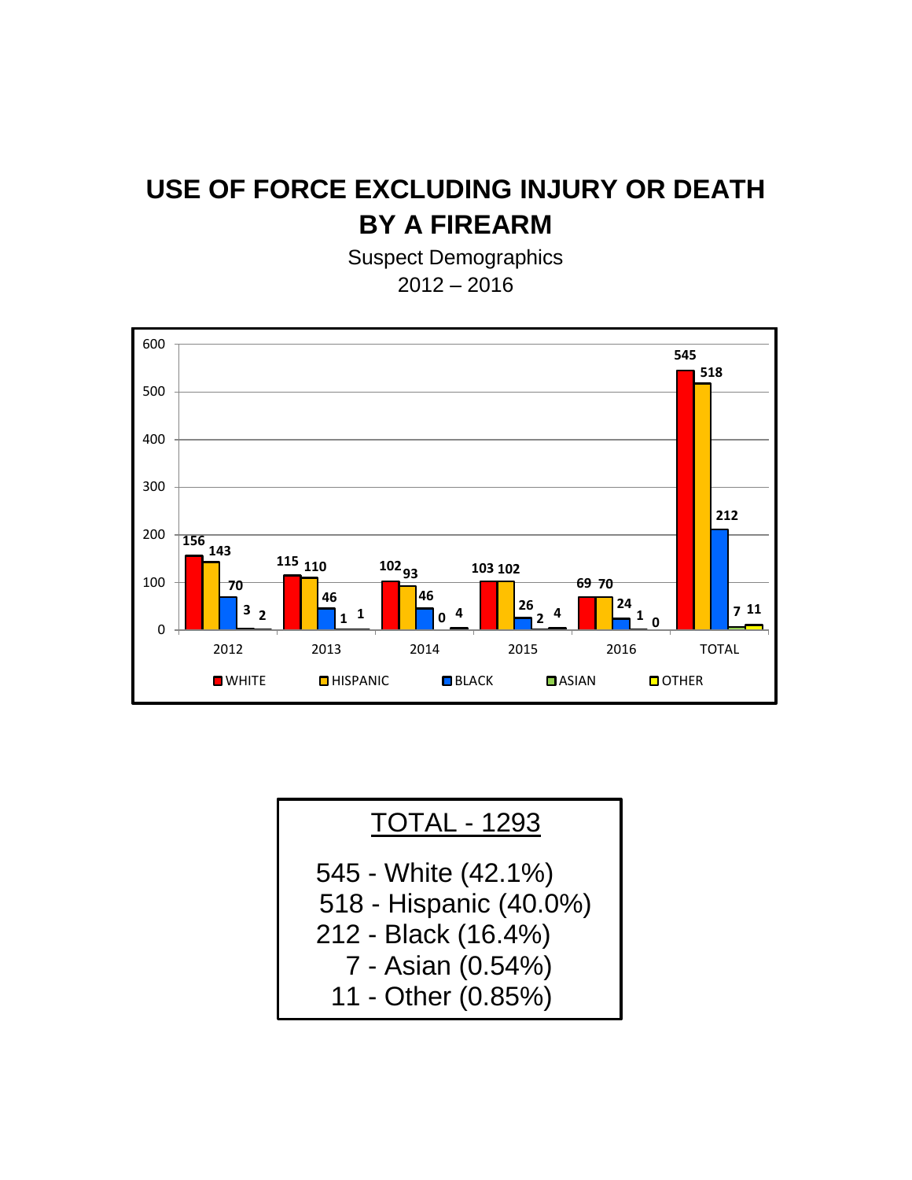# USE OF FORCE EXCLUDING INJURY OR DEATH BY A FIREARM

Suspect Demographics

2012 – 2016

| | WHITE | HISPANIC | BLACK | ASIAN | OTHER |
|---|---|---|---|---|---|
| 2012 | 156 | 143 | 70 | 3 | 2 |
| 2013 | 115 | 110 | 46 | 1 | 1 |
| 2014 | 102 | 93 | 46 | 0 | 4 |
| 2015 | 103 | 102 | 26 | 2 | 4 |
| 2016 | 69 | 70 | 24 | 1 | 0 |
| TOTAL | 545 | 518 | 212 | 7 | 11 |

TOTAL - 1293

545 - White (42.1%)
518 - Hispanic (40.0%)
212 - Black (16.4%)
7 - Asian (0.54%)
11 - Other (0.85%)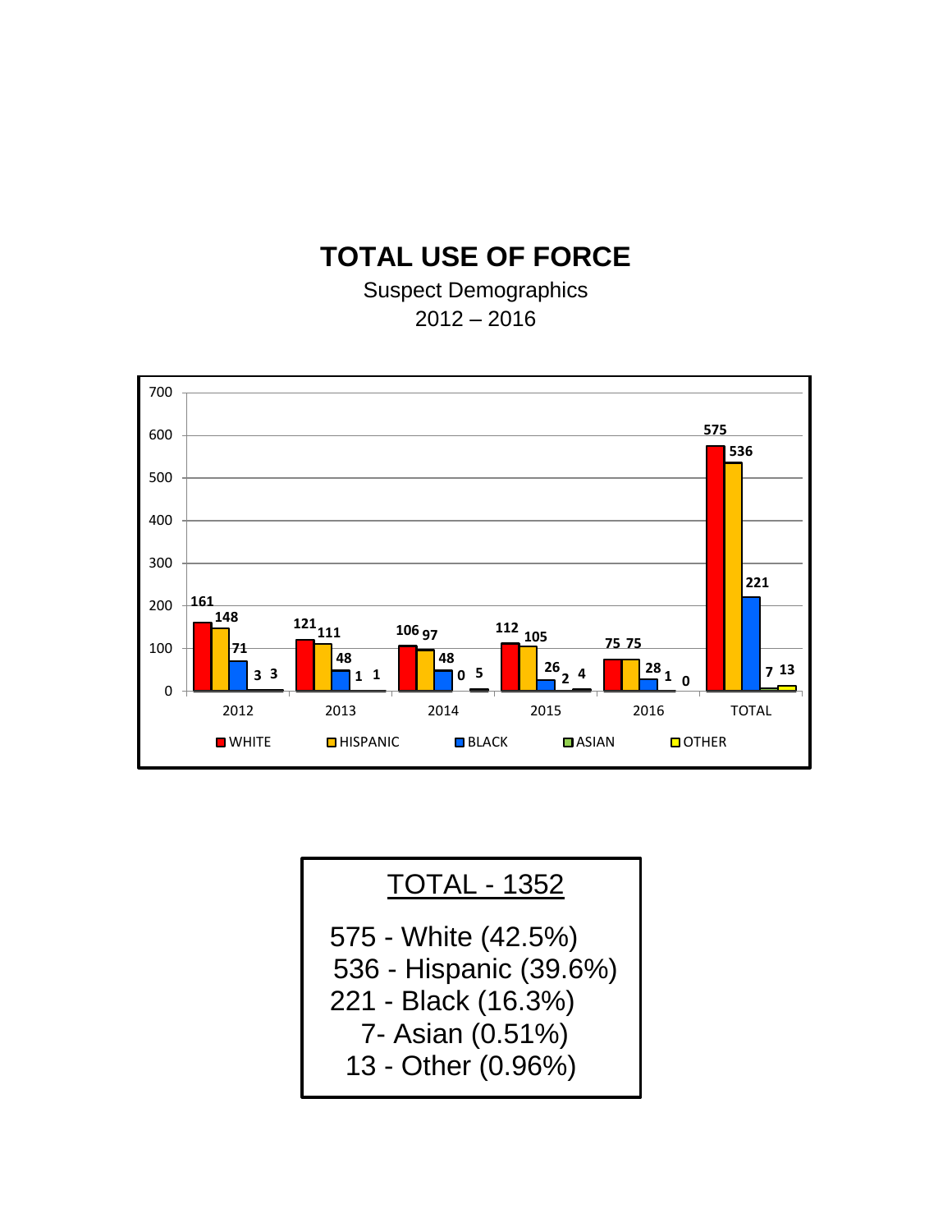# TOTAL USE OF FORCE

Suspect Demographics

2012 – 2016

700
600
500
400
300
200
100
0

161 148 71 3 3
121 111 48 1 1
106 97 48 0 5
112 105 26 2 4
75 75 28 1 0
575 536 221 7 13

2012 2013 2014 2015 2016 TOTAL

WHITE HISPANIC BLACK ASIAN OTHER

<u>TOTAL - 1352</u>

575 - White (42.5%)
536 - Hispanic (39.6%)
221 - Black (16.3%)
7- Asian (0.51%)
13 - Other (0.96%)